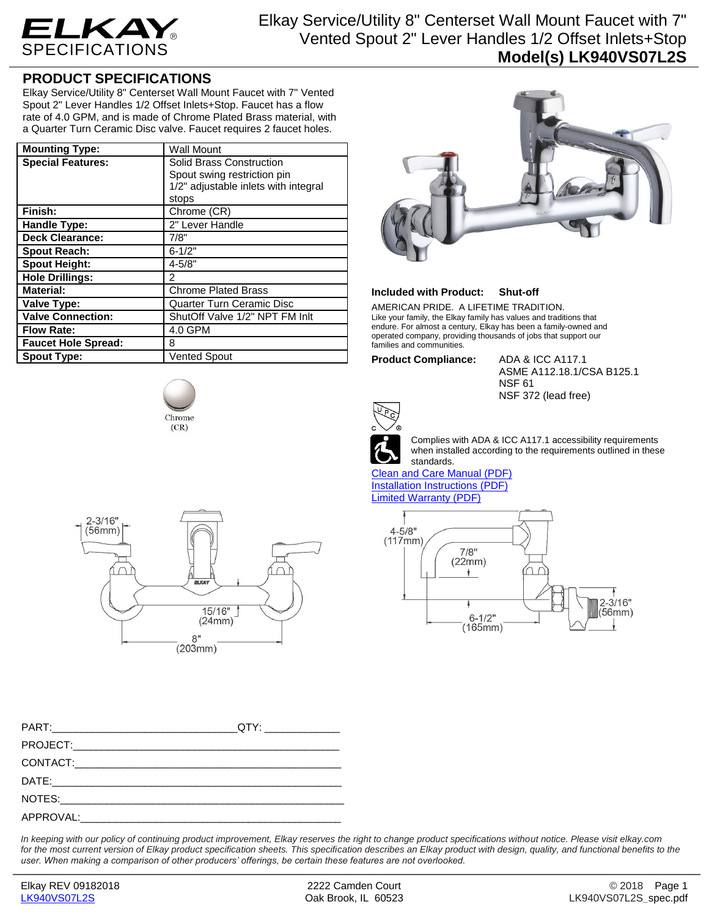# ELKAY SPECIFICATIONS

Elkay Service/Utility 8" Centerset Wall Mount Faucet with 7" Vented Spout 2" Lever Handles 1/2 Offset Inlets+Stop
**Model(s) LK940VS07L2S**

## PRODUCT SPECIFICATIONS

Elkay Service/Utility 8" Centerset Wall Mount Faucet with 7" Vented Spout 2" Lever Handles 1/2 Offset Inlets+Stop. Faucet has a flow rate of 4.0 GPM, and is made of Chrome Plated Brass material, with a Quarter Turn Ceramic Disc valve. Faucet requires 2 faucet holes.

| | |
|---|---|
| **Mounting Type:** | Wall Mount |
| **Special Features:** | Solid Brass Construction<br>Spout swing restriction pin<br>1/2" adjustable inlets with integral stops |
| **Finish:** | Chrome (CR) |
| **Handle Type:** | 2" Lever Handle |
| **Deck Clearance:** | 7/8" |
| **Spout Reach:** | 6-1/2" |
| **Spout Height:** | 4-5/8" |
| **Hole Drillings:** | 2 |
| **Material:** | Chrome Plated Brass |
| **Valve Type:** | Quarter Turn Ceramic Disc |
| **Valve Connection:** | ShutOff Valve 1/2" NPT FM Inlt |
| **Flow Rate:** | 4.0 GPM |
| **Faucet Hole Spread:** | 8 |
| **Spout Type:** | Vented Spout |

Chrome (CR)

**Included with Product:** **Shut-off**

AMERICAN PRIDE. A LIFETIME TRADITION.
Like your family, the Elkay family has values and traditions that endure. For almost a century, Elkay has been a family-owned and operated company, providing thousands of jobs that support our families and communities.

**Product Compliance:** ADA & ICC A117.1
ASME A112.18.1/CSA B125.1
NSF 61
NSF 372 (lead free)

Complies with ADA & ICC A117.1 accessibility requirements when installed according to the requirements outlined in these standards.

Clean and Care Manual (PDF)
Installation Instructions (PDF)
Limited Warranty (PDF)

2-3/16" (56mm) 15/16" (24mm) 8" (203mm)

4-5/8" (117mm) 7/8" (22mm) 6-1/2" (165mm) 2-3/16" (56mm)

PART:______________________________QTY: ____________
PROJECT:_____________________________________________
CONTACT:_____________________________________________
DATE:________________________________________________
NOTES:_______________________________________________
APPROVAL:____________________________________________

*In keeping with our policy of continuing product improvement, Elkay reserves the right to change product specifications without notice. Please visit elkay.com for the most current version of Elkay product specification sheets. This specification describes an Elkay product with design, quality, and functional benefits to the user. When making a comparison of other producers' offerings, be certain these features are not overlooked.*

Elkay REV 09182018
LK940VS07L2S

2222 Camden Court
Oak Brook, IL 60523

© 2018
LK940VS07L2S_spec.pdf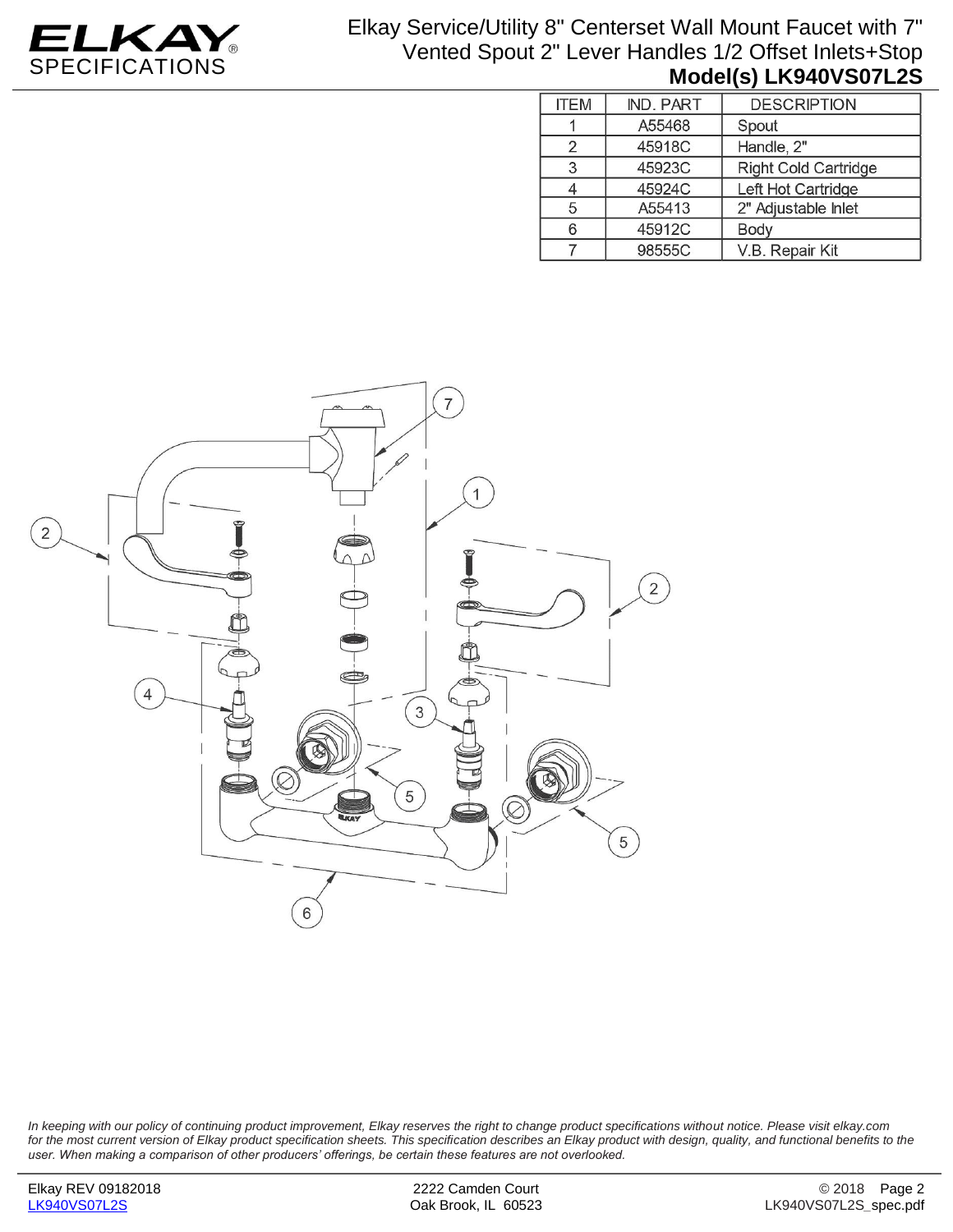# Elkay Service/Utility 8" Centerset Wall Mount Faucet with 7" Vented Spout 2" Lever Handles 1/2 Offset Inlets+Stop

**Model(s) LK940VS07L2S**

| ITEM | IND. PART | DESCRIPTION |
|---|---|---|
| 1 | A55468 | Spout |
| 2 | 45918C | Handle, 2" |
| 3 | 45923C | Right Cold Cartridge |
| 4 | 45924C | Left Hot Cartridge |
| 5 | A55413 | 2" Adjustable Inlet |
| 6 | 45912C | Body |
| 7 | 98555C | V.B. Repair Kit |

7
1
2
2
4
3
5
5
6

*In keeping with our policy of continuing product improvement, Elkay reserves the right to change product specifications without notice. Please visit elkay.com for the most current version of Elkay product specification sheets. This specification describes an Elkay product with design, quality, and functional benefits to the user. When making a comparison of other producers' offerings, be certain these features are not overlooked.*

Elkay REV 09182018
LK940VS07L2S

2222 Camden Court
Oak Brook, IL 60523

© 2018
LK940VS07L2S_spec.pdf